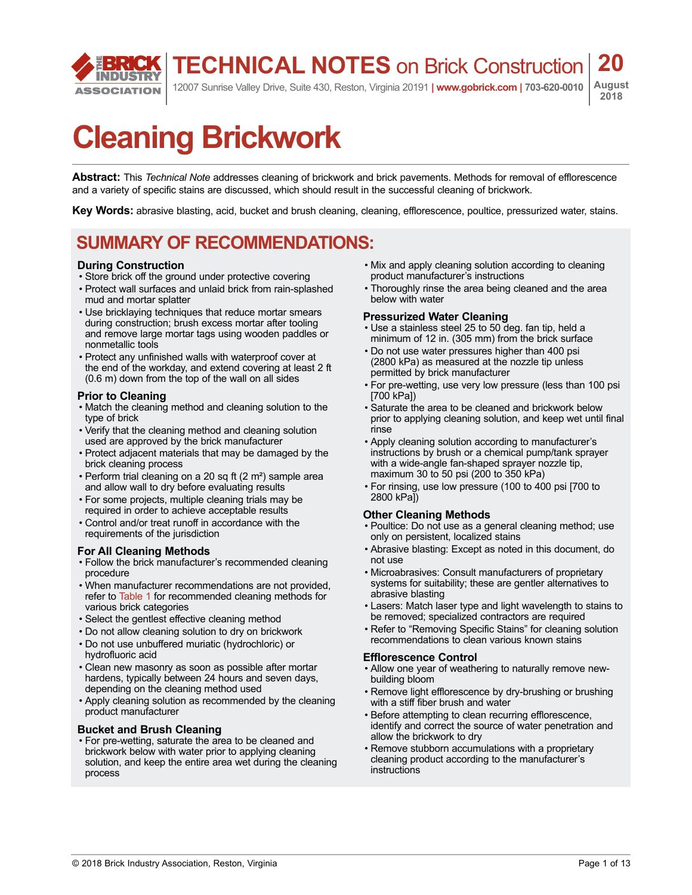# TECHNICAL NOTES on Brick Construction

12007 Sunrise Valley Drive, Suite 430, Reston, Virginia 20191 | www.gobrick.com | 703-620-0010

**20**
August 2018

# Cleaning Brickwork

**Abstract:** This *Technical Note* addresses cleaning of brickwork and brick pavements. Methods for removal of efflorescence and a variety of specific stains are discussed, which should result in the successful cleaning of brickwork.

**Key Words:** abrasive blasting, acid, bucket and brush cleaning, cleaning, efflorescence, poultice, pressurized water, stains.

## SUMMARY OF RECOMMENDATIONS:

### During Construction

- Store brick off the ground under protective covering
- Protect wall surfaces and unlaid brick from rain-splashed mud and mortar splatter
- Use bricklaying techniques that reduce mortar smears during construction; brush excess mortar after tooling and remove large mortar tags using wooden paddles or nonmetallic tools
- Protect any unfinished walls with waterproof cover at the end of the workday, and extend covering at least 2 ft (0.6 m) down from the top of the wall on all sides

### Prior to Cleaning

- Match the cleaning method and cleaning solution to the type of brick
- Verify that the cleaning method and cleaning solution used are approved by the brick manufacturer
- Protect adjacent materials that may be damaged by the brick cleaning process
- Perform trial cleaning on a 20 sq ft (2 m²) sample area and allow wall to dry before evaluating results
- For some projects, multiple cleaning trials may be required in order to achieve acceptable results
- Control and/or treat runoff in accordance with the requirements of the jurisdiction

### For All Cleaning Methods

- Follow the brick manufacturer's recommended cleaning procedure
- When manufacturer recommendations are not provided, refer to Table 1 for recommended cleaning methods for various brick categories
- Select the gentlest effective cleaning method
- Do not allow cleaning solution to dry on brickwork
- Do not use unbuffered muriatic (hydrochloric) or hydrofluoric acid
- Clean new masonry as soon as possible after mortar hardens, typically between 24 hours and seven days, depending on the cleaning method used
- Apply cleaning solution as recommended by the cleaning product manufacturer

### Bucket and Brush Cleaning

- For pre-wetting, saturate the area to be cleaned and brickwork below with water prior to applying cleaning solution, and keep the entire area wet during the cleaning process
- Mix and apply cleaning solution according to cleaning product manufacturer's instructions
- Thoroughly rinse the area being cleaned and the area below with water

### Pressurized Water Cleaning

- Use a stainless steel 25 to 50 deg. fan tip, held a minimum of 12 in. (305 mm) from the brick surface
- Do not use water pressures higher than 400 psi (2800 kPa) as measured at the nozzle tip unless permitted by brick manufacturer
- For pre-wetting, use very low pressure (less than 100 psi [700 kPa])
- Saturate the area to be cleaned and brickwork below prior to applying cleaning solution, and keep wet until final rinse
- Apply cleaning solution according to manufacturer's instructions by brush or a chemical pump/tank sprayer with a wide-angle fan-shaped sprayer nozzle tip, maximum 30 to 50 psi (200 to 350 kPa)
- For rinsing, use low pressure (100 to 400 psi [700 to 2800 kPa])

### Other Cleaning Methods

- Poultice: Do not use as a general cleaning method; use only on persistent, localized stains
- Abrasive blasting: Except as noted in this document, do not use
- Microabrasives: Consult manufacturers of proprietary systems for suitability; these are gentler alternatives to abrasive blasting
- Lasers: Match laser type and light wavelength to stains to be removed; specialized contractors are required
- Refer to "Removing Specific Stains" for cleaning solution recommendations to clean various known stains

### Efflorescence Control

- Allow one year of weathering to naturally remove new-building bloom
- Remove light efflorescence by dry-brushing or brushing with a stiff fiber brush and water
- Before attempting to clean recurring efflorescence, identify and correct the source of water penetration and allow the brickwork to dry
- Remove stubborn accumulations with a proprietary cleaning product according to the manufacturer's instructions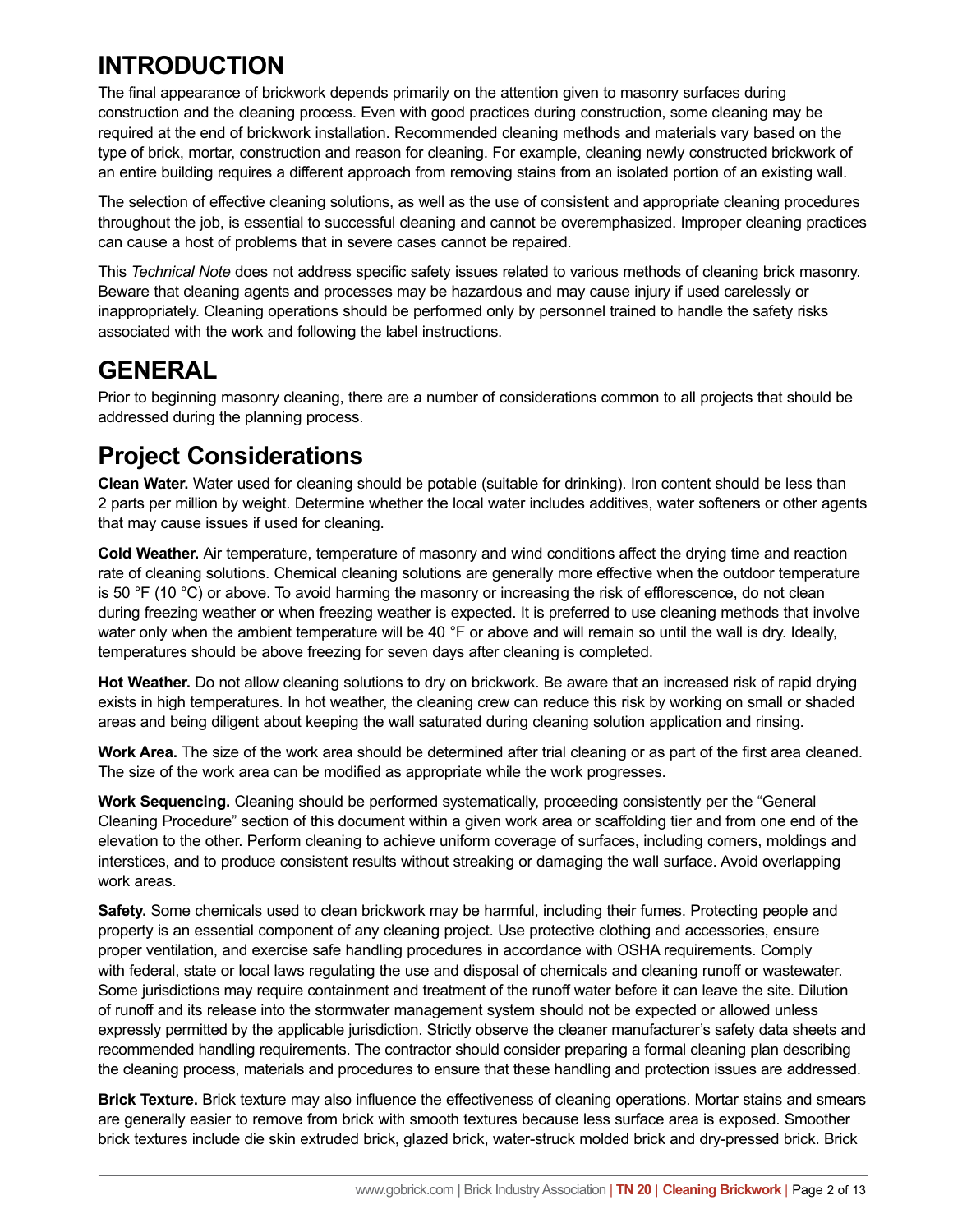# INTRODUCTION

The final appearance of brickwork depends primarily on the attention given to masonry surfaces during construction and the cleaning process. Even with good practices during construction, some cleaning may be required at the end of brickwork installation. Recommended cleaning methods and materials vary based on the type of brick, mortar, construction and reason for cleaning. For example, cleaning newly constructed brickwork of an entire building requires a different approach from removing stains from an isolated portion of an existing wall.

The selection of effective cleaning solutions, as well as the use of consistent and appropriate cleaning procedures throughout the job, is essential to successful cleaning and cannot be overemphasized. Improper cleaning practices can cause a host of problems that in severe cases cannot be repaired.

This *Technical Note* does not address specific safety issues related to various methods of cleaning brick masonry. Beware that cleaning agents and processes may be hazardous and may cause injury if used carelessly or inappropriately. Cleaning operations should be performed only by personnel trained to handle the safety risks associated with the work and following the label instructions.

# GENERAL

Prior to beginning masonry cleaning, there are a number of considerations common to all projects that should be addressed during the planning process.

## Project Considerations

**Clean Water.** Water used for cleaning should be potable (suitable for drinking). Iron content should be less than 2 parts per million by weight. Determine whether the local water includes additives, water softeners or other agents that may cause issues if used for cleaning.

**Cold Weather.** Air temperature, temperature of masonry and wind conditions affect the drying time and reaction rate of cleaning solutions. Chemical cleaning solutions are generally more effective when the outdoor temperature is 50 °F (10 °C) or above. To avoid harming the masonry or increasing the risk of efflorescence, do not clean during freezing weather or when freezing weather is expected. It is preferred to use cleaning methods that involve water only when the ambient temperature will be 40 °F or above and will remain so until the wall is dry. Ideally, temperatures should be above freezing for seven days after cleaning is completed.

**Hot Weather.** Do not allow cleaning solutions to dry on brickwork. Be aware that an increased risk of rapid drying exists in high temperatures. In hot weather, the cleaning crew can reduce this risk by working on small or shaded areas and being diligent about keeping the wall saturated during cleaning solution application and rinsing.

**Work Area.** The size of the work area should be determined after trial cleaning or as part of the first area cleaned. The size of the work area can be modified as appropriate while the work progresses.

**Work Sequencing.** Cleaning should be performed systematically, proceeding consistently per the "General Cleaning Procedure" section of this document within a given work area or scaffolding tier and from one end of the elevation to the other. Perform cleaning to achieve uniform coverage of surfaces, including corners, moldings and interstices, and to produce consistent results without streaking or damaging the wall surface. Avoid overlapping work areas.

**Safety.** Some chemicals used to clean brickwork may be harmful, including their fumes. Protecting people and property is an essential component of any cleaning project. Use protective clothing and accessories, ensure proper ventilation, and exercise safe handling procedures in accordance with OSHA requirements. Comply with federal, state or local laws regulating the use and disposal of chemicals and cleaning runoff or wastewater. Some jurisdictions may require containment and treatment of the runoff water before it can leave the site. Dilution of runoff and its release into the stormwater management system should not be expected or allowed unless expressly permitted by the applicable jurisdiction. Strictly observe the cleaner manufacturer's safety data sheets and recommended handling requirements. The contractor should consider preparing a formal cleaning plan describing the cleaning process, materials and procedures to ensure that these handling and protection issues are addressed.

**Brick Texture.** Brick texture may also influence the effectiveness of cleaning operations. Mortar stains and smears are generally easier to remove from brick with smooth textures because less surface area is exposed. Smoother brick textures include die skin extruded brick, glazed brick, water-struck molded brick and dry-pressed brick. Brick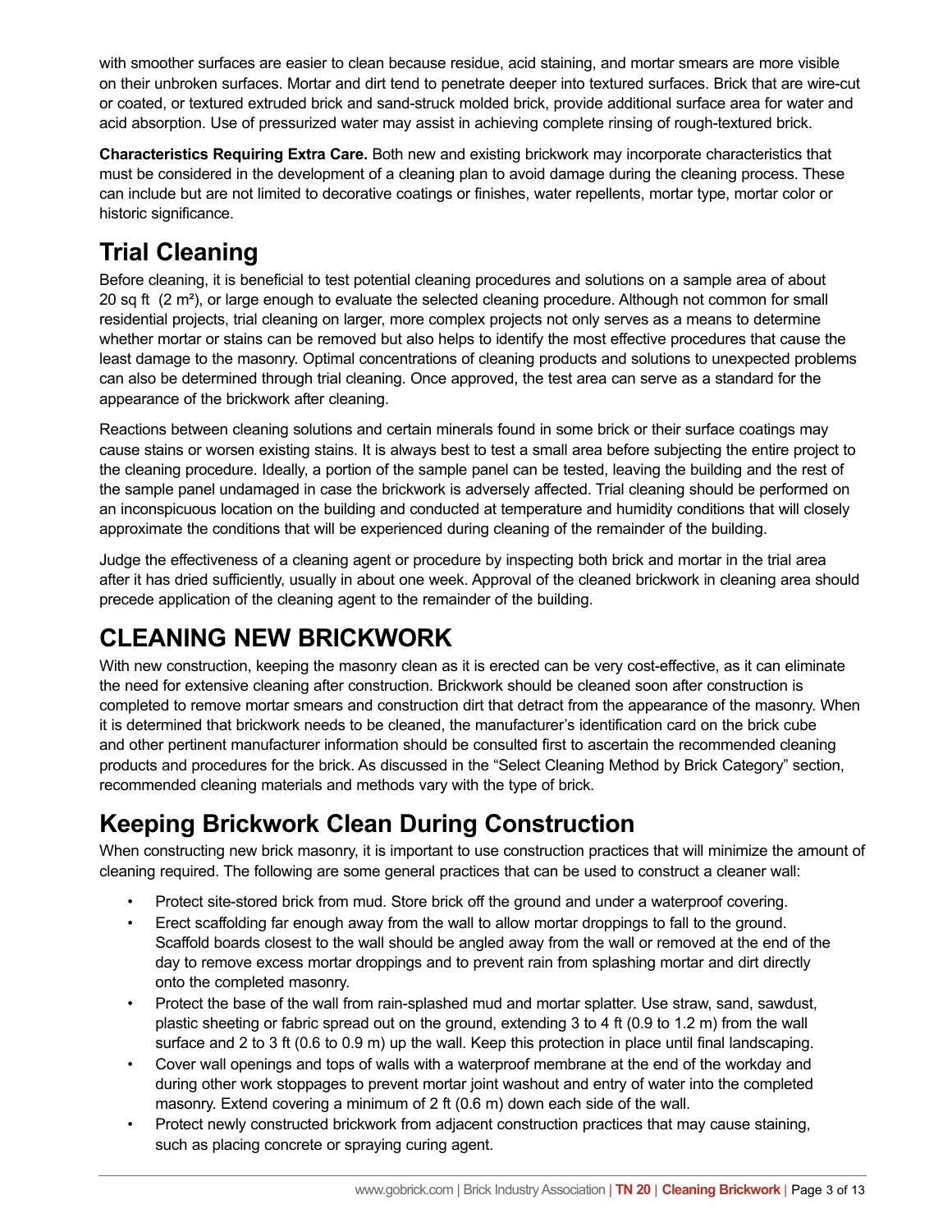with smoother surfaces are easier to clean because residue, acid staining, and mortar smears are more visible on their unbroken surfaces. Mortar and dirt tend to penetrate deeper into textured surfaces. Brick that are wire-cut or coated, or textured extruded brick and sand-struck molded brick, provide additional surface area for water and acid absorption. Use of pressurized water may assist in achieving complete rinsing of rough-textured brick.

**Characteristics Requiring Extra Care.** Both new and existing brickwork may incorporate characteristics that must be considered in the development of a cleaning plan to avoid damage during the cleaning process. These can include but are not limited to decorative coatings or finishes, water repellents, mortar type, mortar color or historic significance.

## Trial Cleaning

Before cleaning, it is beneficial to test potential cleaning procedures and solutions on a sample area of about 20 sq ft (2 m²), or large enough to evaluate the selected cleaning procedure. Although not common for small residential projects, trial cleaning on larger, more complex projects not only serves as a means to determine whether mortar or stains can be removed but also helps to identify the most effective procedures that cause the least damage to the masonry. Optimal concentrations of cleaning products and solutions to unexpected problems can also be determined through trial cleaning. Once approved, the test area can serve as a standard for the appearance of the brickwork after cleaning.

Reactions between cleaning solutions and certain minerals found in some brick or their surface coatings may cause stains or worsen existing stains. It is always best to test a small area before subjecting the entire project to the cleaning procedure. Ideally, a portion of the sample panel can be tested, leaving the building and the rest of the sample panel undamaged in case the brickwork is adversely affected. Trial cleaning should be performed on an inconspicuous location on the building and conducted at temperature and humidity conditions that will closely approximate the conditions that will be experienced during cleaning of the remainder of the building.

Judge the effectiveness of a cleaning agent or procedure by inspecting both brick and mortar in the trial area after it has dried sufficiently, usually in about one week. Approval of the cleaned brickwork in cleaning area should precede application of the cleaning agent to the remainder of the building.

# CLEANING NEW BRICKWORK

With new construction, keeping the masonry clean as it is erected can be very cost-effective, as it can eliminate the need for extensive cleaning after construction. Brickwork should be cleaned soon after construction is completed to remove mortar smears and construction dirt that detract from the appearance of the masonry. When it is determined that brickwork needs to be cleaned, the manufacturer's identification card on the brick cube and other pertinent manufacturer information should be consulted first to ascertain the recommended cleaning products and procedures for the brick. As discussed in the "Select Cleaning Method by Brick Category" section, recommended cleaning materials and methods vary with the type of brick.

## Keeping Brickwork Clean During Construction

When constructing new brick masonry, it is important to use construction practices that will minimize the amount of cleaning required. The following are some general practices that can be used to construct a cleaner wall:

- Protect site-stored brick from mud. Store brick off the ground and under a waterproof covering.
- Erect scaffolding far enough away from the wall to allow mortar droppings to fall to the ground. Scaffold boards closest to the wall should be angled away from the wall or removed at the end of the day to remove excess mortar droppings and to prevent rain from splashing mortar and dirt directly onto the completed masonry.
- Protect the base of the wall from rain-splashed mud and mortar splatter. Use straw, sand, sawdust, plastic sheeting or fabric spread out on the ground, extending 3 to 4 ft (0.9 to 1.2 m) from the wall surface and 2 to 3 ft (0.6 to 0.9 m) up the wall. Keep this protection in place until final landscaping.
- Cover wall openings and tops of walls with a waterproof membrane at the end of the workday and during other work stoppages to prevent mortar joint washout and entry of water into the completed masonry. Extend covering a minimum of 2 ft (0.6 m) down each side of the wall.
- Protect newly constructed brickwork from adjacent construction practices that may cause staining, such as placing concrete or spraying curing agent.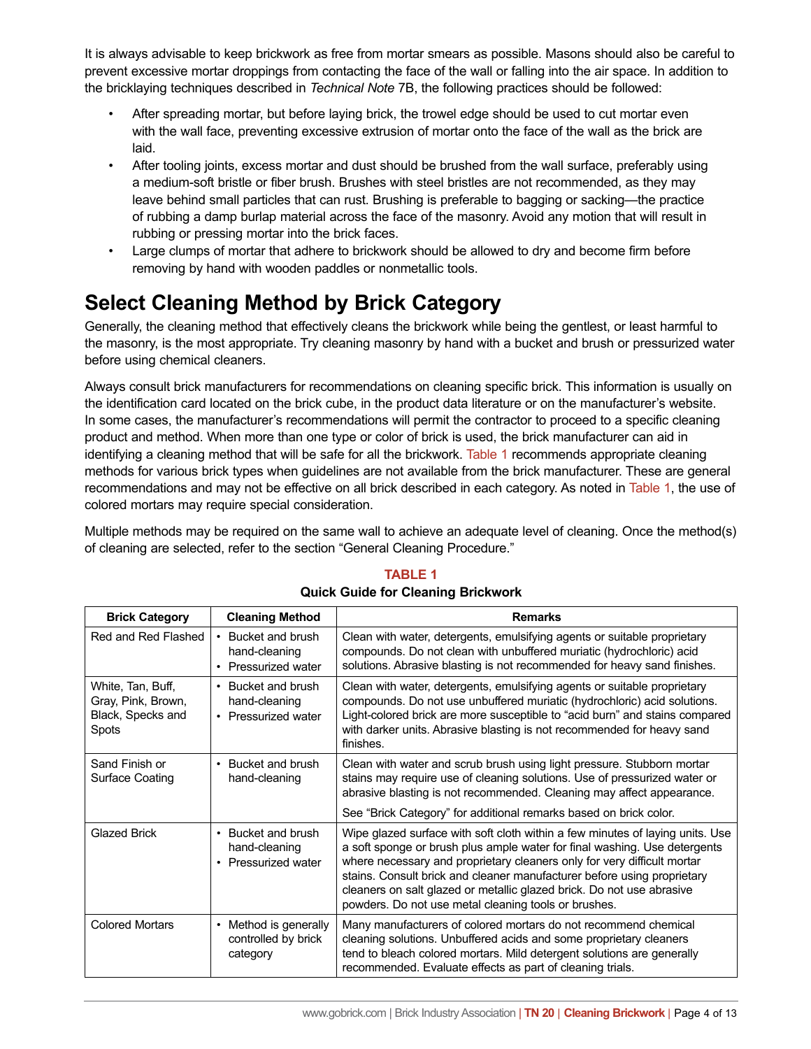It is always advisable to keep brickwork as free from mortar smears as possible. Masons should also be careful to prevent excessive mortar droppings from contacting the face of the wall or falling into the air space. In addition to the bricklaying techniques described in *Technical Note* 7B, the following practices should be followed:

- After spreading mortar, but before laying brick, the trowel edge should be used to cut mortar even with the wall face, preventing excessive extrusion of mortar onto the face of the wall as the brick are laid.
- After tooling joints, excess mortar and dust should be brushed from the wall surface, preferably using a medium-soft bristle or fiber brush. Brushes with steel bristles are not recommended, as they may leave behind small particles that can rust. Brushing is preferable to bagging or sacking—the practice of rubbing a damp burlap material across the face of the masonry. Avoid any motion that will result in rubbing or pressing mortar into the brick faces.
- Large clumps of mortar that adhere to brickwork should be allowed to dry and become firm before removing by hand with wooden paddles or nonmetallic tools.

# Select Cleaning Method by Brick Category

Generally, the cleaning method that effectively cleans the brickwork while being the gentlest, or least harmful to the masonry, is the most appropriate. Try cleaning masonry by hand with a bucket and brush or pressurized water before using chemical cleaners.

Always consult brick manufacturers for recommendations on cleaning specific brick. This information is usually on the identification card located on the brick cube, in the product data literature or on the manufacturer's website. In some cases, the manufacturer's recommendations will permit the contractor to proceed to a specific cleaning product and method. When more than one type or color of brick is used, the brick manufacturer can aid in identifying a cleaning method that will be safe for all the brickwork. Table 1 recommends appropriate cleaning methods for various brick types when guidelines are not available from the brick manufacturer. These are general recommendations and may not be effective on all brick described in each category. As noted in Table 1, the use of colored mortars may require special consideration.

Multiple methods may be required on the same wall to achieve an adequate level of cleaning. Once the method(s) of cleaning are selected, refer to the section "General Cleaning Procedure."

**TABLE 1**
**Quick Guide for Cleaning Brickwork**

| Brick Category | Cleaning Method | Remarks |
|---|---|---|
| Red and Red Flashed | • Bucket and brush hand-cleaning<br>• Pressurized water | Clean with water, detergents, emulsifying agents or suitable proprietary compounds. Do not clean with unbuffered muriatic (hydrochloric) acid solutions. Abrasive blasting is not recommended for heavy sand finishes. |
| White, Tan, Buff, Gray, Pink, Brown, Black, Specks and Spots | • Bucket and brush hand-cleaning<br>• Pressurized water | Clean with water, detergents, emulsifying agents or suitable proprietary compounds. Do not use unbuffered muriatic (hydrochloric) acid solutions. Light-colored brick are more susceptible to "acid burn" and stains compared with darker units. Abrasive blasting is not recommended for heavy sand finishes. |
| Sand Finish or Surface Coating | • Bucket and brush hand-cleaning | Clean with water and scrub brush using light pressure. Stubborn mortar stains may require use of cleaning solutions. Use of pressurized water or abrasive blasting is not recommended. Cleaning may affect appearance.<br>See "Brick Category" for additional remarks based on brick color. |
| Glazed Brick | • Bucket and brush hand-cleaning<br>• Pressurized water | Wipe glazed surface with soft cloth within a few minutes of laying units. Use a soft sponge or brush plus ample water for final washing. Use detergents where necessary and proprietary cleaners only for very difficult mortar stains. Consult brick and cleaner manufacturer before using proprietary cleaners on salt glazed or metallic glazed brick. Do not use abrasive powders. Do not use metal cleaning tools or brushes. |
| Colored Mortars | • Method is generally controlled by brick category | Many manufacturers of colored mortars do not recommend chemical cleaning solutions. Unbuffered acids and some proprietary cleaners tend to bleach colored mortars. Mild detergent solutions are generally recommended. Evaluate effects as part of cleaning trials. |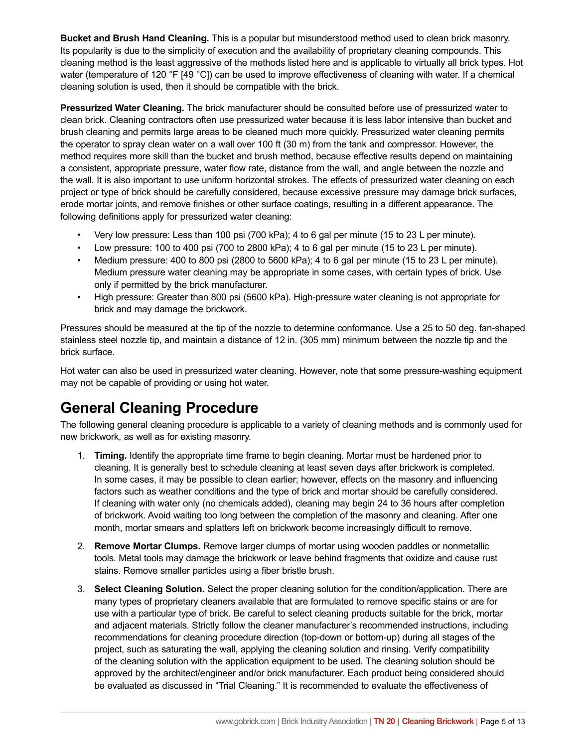**Bucket and Brush Hand Cleaning.** This is a popular but misunderstood method used to clean brick masonry. Its popularity is due to the simplicity of execution and the availability of proprietary cleaning compounds. This cleaning method is the least aggressive of the methods listed here and is applicable to virtually all brick types. Hot water (temperature of 120 °F [49 °C]) can be used to improve effectiveness of cleaning with water. If a chemical cleaning solution is used, then it should be compatible with the brick.

**Pressurized Water Cleaning.** The brick manufacturer should be consulted before use of pressurized water to clean brick. Cleaning contractors often use pressurized water because it is less labor intensive than bucket and brush cleaning and permits large areas to be cleaned much more quickly. Pressurized water cleaning permits the operator to spray clean water on a wall over 100 ft (30 m) from the tank and compressor. However, the method requires more skill than the bucket and brush method, because effective results depend on maintaining a consistent, appropriate pressure, water flow rate, distance from the wall, and angle between the nozzle and the wall. It is also important to use uniform horizontal strokes. The effects of pressurized water cleaning on each project or type of brick should be carefully considered, because excessive pressure may damage brick surfaces, erode mortar joints, and remove finishes or other surface coatings, resulting in a different appearance. The following definitions apply for pressurized water cleaning:

- Very low pressure: Less than 100 psi (700 kPa); 4 to 6 gal per minute (15 to 23 L per minute).
- Low pressure: 100 to 400 psi (700 to 2800 kPa); 4 to 6 gal per minute (15 to 23 L per minute).
- Medium pressure: 400 to 800 psi (2800 to 5600 kPa); 4 to 6 gal per minute (15 to 23 L per minute). Medium pressure water cleaning may be appropriate in some cases, with certain types of brick. Use only if permitted by the brick manufacturer.
- High pressure: Greater than 800 psi (5600 kPa). High-pressure water cleaning is not appropriate for brick and may damage the brickwork.

Pressures should be measured at the tip of the nozzle to determine conformance. Use a 25 to 50 deg. fan-shaped stainless steel nozzle tip, and maintain a distance of 12 in. (305 mm) minimum between the nozzle tip and the brick surface.

Hot water can also be used in pressurized water cleaning. However, note that some pressure-washing equipment may not be capable of providing or using hot water.

## General Cleaning Procedure

The following general cleaning procedure is applicable to a variety of cleaning methods and is commonly used for new brickwork, as well as for existing masonry.

1. **Timing.** Identify the appropriate time frame to begin cleaning. Mortar must be hardened prior to cleaning. It is generally best to schedule cleaning at least seven days after brickwork is completed. In some cases, it may be possible to clean earlier; however, effects on the masonry and influencing factors such as weather conditions and the type of brick and mortar should be carefully considered. If cleaning with water only (no chemicals added), cleaning may begin 24 to 36 hours after completion of brickwork. Avoid waiting too long between the completion of the masonry and cleaning. After one month, mortar smears and splatters left on brickwork become increasingly difficult to remove.

2. **Remove Mortar Clumps.** Remove larger clumps of mortar using wooden paddles or nonmetallic tools. Metal tools may damage the brickwork or leave behind fragments that oxidize and cause rust stains. Remove smaller particles using a fiber bristle brush.

3. **Select Cleaning Solution.** Select the proper cleaning solution for the condition/application. There are many types of proprietary cleaners available that are formulated to remove specific stains or are for use with a particular type of brick. Be careful to select cleaning products suitable for the brick, mortar and adjacent materials. Strictly follow the cleaner manufacturer's recommended instructions, including recommendations for cleaning procedure direction (top-down or bottom-up) during all stages of the project, such as saturating the wall, applying the cleaning solution and rinsing. Verify compatibility of the cleaning solution with the application equipment to be used. The cleaning solution should be approved by the architect/engineer and/or brick manufacturer. Each product being considered should be evaluated as discussed in "Trial Cleaning." It is recommended to evaluate the effectiveness of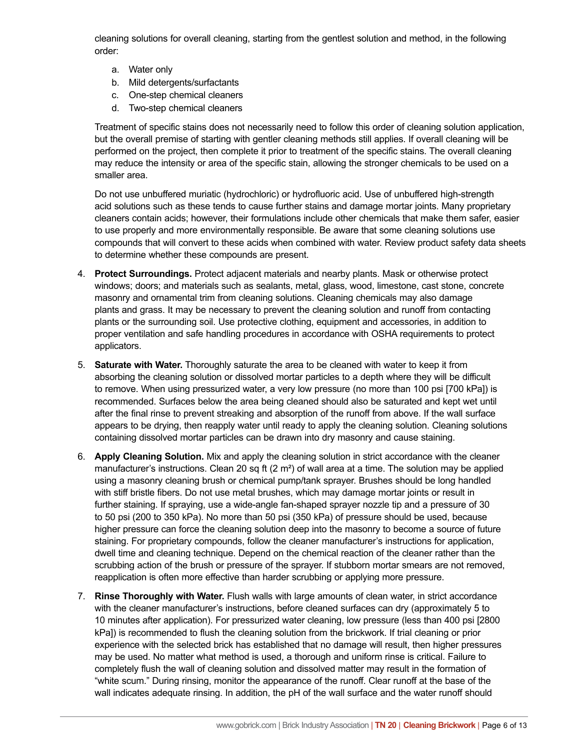cleaning solutions for overall cleaning, starting from the gentlest solution and method, in the following order:

a. Water only
b. Mild detergents/surfactants
c. One-step chemical cleaners
d. Two-step chemical cleaners

Treatment of specific stains does not necessarily need to follow this order of cleaning solution application, but the overall premise of starting with gentler cleaning methods still applies. If overall cleaning will be performed on the project, then complete it prior to treatment of the specific stains. The overall cleaning may reduce the intensity or area of the specific stain, allowing the stronger chemicals to be used on a smaller area.

Do not use unbuffered muriatic (hydrochloric) or hydrofluoric acid. Use of unbuffered high-strength acid solutions such as these tends to cause further stains and damage mortar joints. Many proprietary cleaners contain acids; however, their formulations include other chemicals that make them safer, easier to use properly and more environmentally responsible. Be aware that some cleaning solutions use compounds that will convert to these acids when combined with water. Review product safety data sheets to determine whether these compounds are present.

4. **Protect Surroundings.** Protect adjacent materials and nearby plants. Mask or otherwise protect windows; doors; and materials such as sealants, metal, glass, wood, limestone, cast stone, concrete masonry and ornamental trim from cleaning solutions. Cleaning chemicals may also damage plants and grass. It may be necessary to prevent the cleaning solution and runoff from contacting plants or the surrounding soil. Use protective clothing, equipment and accessories, in addition to proper ventilation and safe handling procedures in accordance with OSHA requirements to protect applicators.

5. **Saturate with Water.** Thoroughly saturate the area to be cleaned with water to keep it from absorbing the cleaning solution or dissolved mortar particles to a depth where they will be difficult to remove. When using pressurized water, a very low pressure (no more than 100 psi [700 kPa]) is recommended. Surfaces below the area being cleaned should also be saturated and kept wet until after the final rinse to prevent streaking and absorption of the runoff from above. If the wall surface appears to be drying, then reapply water until ready to apply the cleaning solution. Cleaning solutions containing dissolved mortar particles can be drawn into dry masonry and cause staining.

6. **Apply Cleaning Solution.** Mix and apply the cleaning solution in strict accordance with the cleaner manufacturer's instructions. Clean 20 sq ft (2 m²) of wall area at a time. The solution may be applied using a masonry cleaning brush or chemical pump/tank sprayer. Brushes should be long handled with stiff bristle fibers. Do not use metal brushes, which may damage mortar joints or result in further staining. If spraying, use a wide-angle fan-shaped sprayer nozzle tip and a pressure of 30 to 50 psi (200 to 350 kPa). No more than 50 psi (350 kPa) of pressure should be used, because higher pressure can force the cleaning solution deep into the masonry to become a source of future staining. For proprietary compounds, follow the cleaner manufacturer's instructions for application, dwell time and cleaning technique. Depend on the chemical reaction of the cleaner rather than the scrubbing action of the brush or pressure of the sprayer. If stubborn mortar smears are not removed, reapplication is often more effective than harder scrubbing or applying more pressure.

7. **Rinse Thoroughly with Water.** Flush walls with large amounts of clean water, in strict accordance with the cleaner manufacturer's instructions, before cleaned surfaces can dry (approximately 5 to 10 minutes after application). For pressurized water cleaning, low pressure (less than 400 psi [2800 kPa]) is recommended to flush the cleaning solution from the brickwork. If trial cleaning or prior experience with the selected brick has established that no damage will result, then higher pressures may be used. No matter what method is used, a thorough and uniform rinse is critical. Failure to completely flush the wall of cleaning solution and dissolved matter may result in the formation of "white scum." During rinsing, monitor the appearance of the runoff. Clear runoff at the base of the wall indicates adequate rinsing. In addition, the pH of the wall surface and the water runoff should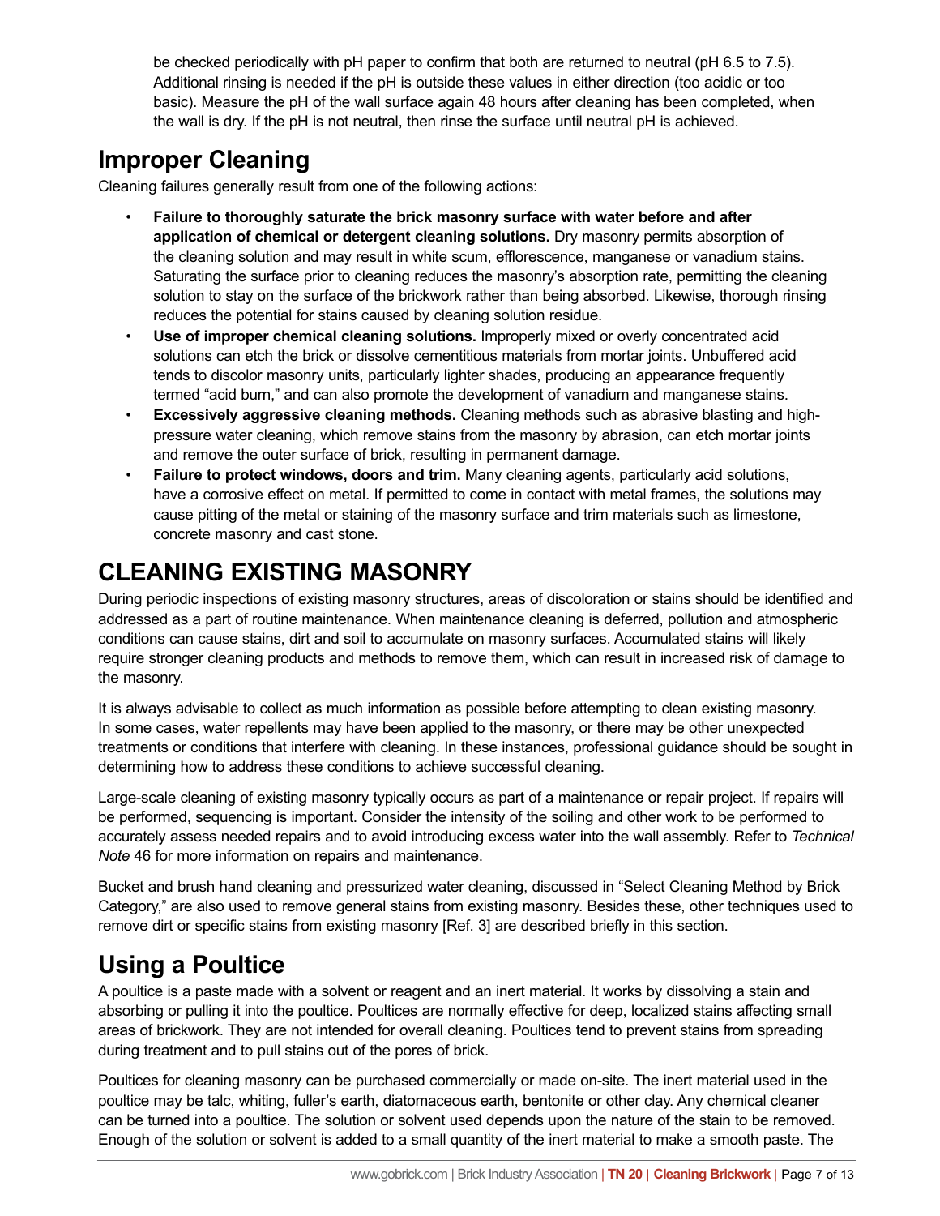be checked periodically with pH paper to confirm that both are returned to neutral (pH 6.5 to 7.5). Additional rinsing is needed if the pH is outside these values in either direction (too acidic or too basic). Measure the pH of the wall surface again 48 hours after cleaning has been completed, when the wall is dry. If the pH is not neutral, then rinse the surface until neutral pH is achieved.

## Improper Cleaning

Cleaning failures generally result from one of the following actions:

- **Failure to thoroughly saturate the brick masonry surface with water before and after application of chemical or detergent cleaning solutions.** Dry masonry permits absorption of the cleaning solution and may result in white scum, efflorescence, manganese or vanadium stains. Saturating the surface prior to cleaning reduces the masonry's absorption rate, permitting the cleaning solution to stay on the surface of the brickwork rather than being absorbed. Likewise, thorough rinsing reduces the potential for stains caused by cleaning solution residue.
- **Use of improper chemical cleaning solutions.** Improperly mixed or overly concentrated acid solutions can etch the brick or dissolve cementitious materials from mortar joints. Unbuffered acid tends to discolor masonry units, particularly lighter shades, producing an appearance frequently termed "acid burn," and can also promote the development of vanadium and manganese stains.
- **Excessively aggressive cleaning methods.** Cleaning methods such as abrasive blasting and high-pressure water cleaning, which remove stains from the masonry by abrasion, can etch mortar joints and remove the outer surface of brick, resulting in permanent damage.
- **Failure to protect windows, doors and trim.** Many cleaning agents, particularly acid solutions, have a corrosive effect on metal. If permitted to come in contact with metal frames, the solutions may cause pitting of the metal or staining of the masonry surface and trim materials such as limestone, concrete masonry and cast stone.

# CLEANING EXISTING MASONRY

During periodic inspections of existing masonry structures, areas of discoloration or stains should be identified and addressed as a part of routine maintenance. When maintenance cleaning is deferred, pollution and atmospheric conditions can cause stains, dirt and soil to accumulate on masonry surfaces. Accumulated stains will likely require stronger cleaning products and methods to remove them, which can result in increased risk of damage to the masonry.

It is always advisable to collect as much information as possible before attempting to clean existing masonry. In some cases, water repellents may have been applied to the masonry, or there may be other unexpected treatments or conditions that interfere with cleaning. In these instances, professional guidance should be sought in determining how to address these conditions to achieve successful cleaning.

Large-scale cleaning of existing masonry typically occurs as part of a maintenance or repair project. If repairs will be performed, sequencing is important. Consider the intensity of the soiling and other work to be performed to accurately assess needed repairs and to avoid introducing excess water into the wall assembly. Refer to *Technical Note* 46 for more information on repairs and maintenance.

Bucket and brush hand cleaning and pressurized water cleaning, discussed in "Select Cleaning Method by Brick Category," are also used to remove general stains from existing masonry. Besides these, other techniques used to remove dirt or specific stains from existing masonry [Ref. 3] are described briefly in this section.

## Using a Poultice

A poultice is a paste made with a solvent or reagent and an inert material. It works by dissolving a stain and absorbing or pulling it into the poultice. Poultices are normally effective for deep, localized stains affecting small areas of brickwork. They are not intended for overall cleaning. Poultices tend to prevent stains from spreading during treatment and to pull stains out of the pores of brick.

Poultices for cleaning masonry can be purchased commercially or made on-site. The inert material used in the poultice may be talc, whiting, fuller's earth, diatomaceous earth, bentonite or other clay. Any chemical cleaner can be turned into a poultice. The solution or solvent used depends upon the nature of the stain to be removed. Enough of the solution or solvent is added to a small quantity of the inert material to make a smooth paste. The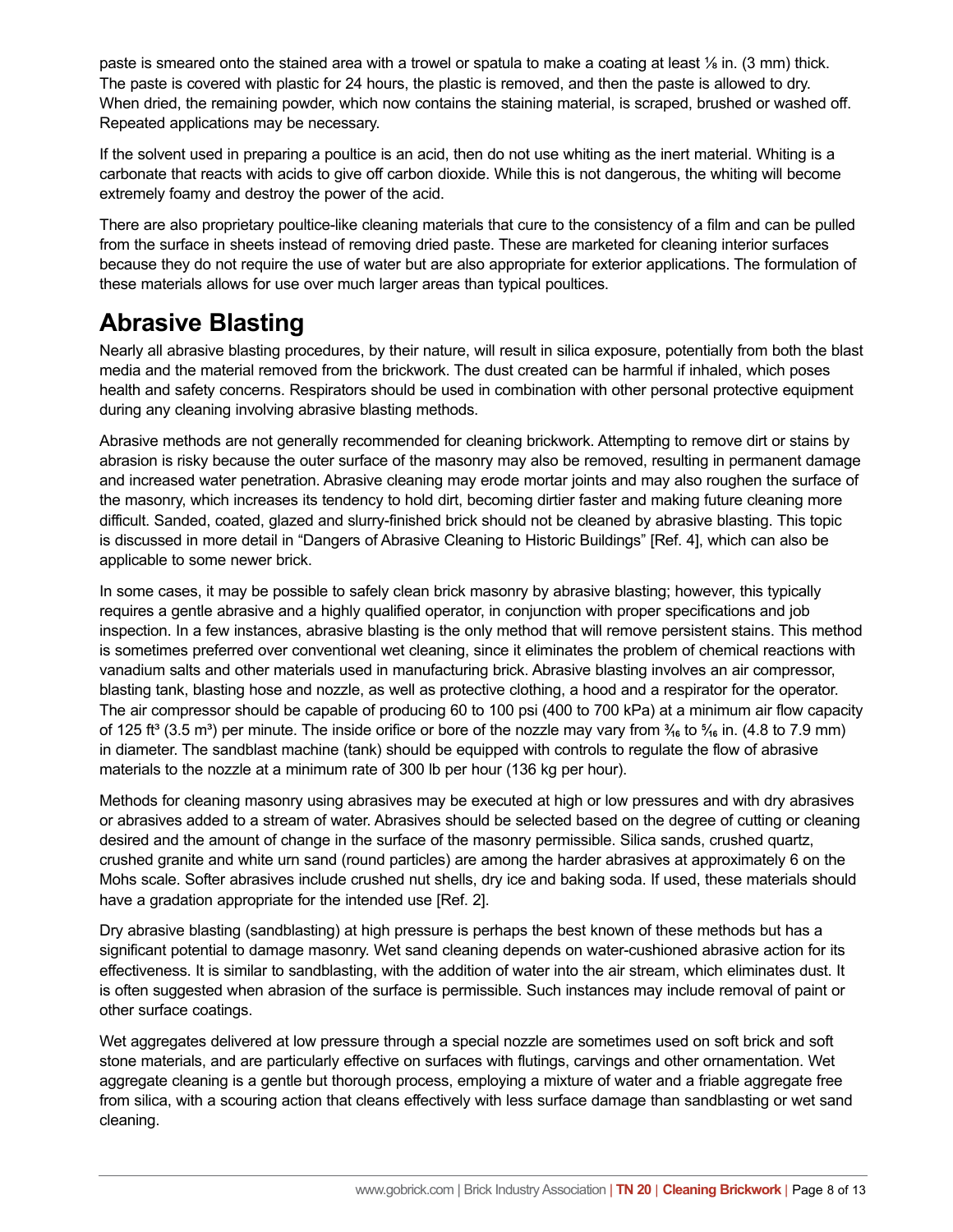paste is smeared onto the stained area with a trowel or spatula to make a coating at least ⅛ in. (3 mm) thick. The paste is covered with plastic for 24 hours, the plastic is removed, and then the paste is allowed to dry. When dried, the remaining powder, which now contains the staining material, is scraped, brushed or washed off. Repeated applications may be necessary.

If the solvent used in preparing a poultice is an acid, then do not use whiting as the inert material. Whiting is a carbonate that reacts with acids to give off carbon dioxide. While this is not dangerous, the whiting will become extremely foamy and destroy the power of the acid.

There are also proprietary poultice-like cleaning materials that cure to the consistency of a film and can be pulled from the surface in sheets instead of removing dried paste. These are marketed for cleaning interior surfaces because they do not require the use of water but are also appropriate for exterior applications. The formulation of these materials allows for use over much larger areas than typical poultices.

## Abrasive Blasting

Nearly all abrasive blasting procedures, by their nature, will result in silica exposure, potentially from both the blast media and the material removed from the brickwork. The dust created can be harmful if inhaled, which poses health and safety concerns. Respirators should be used in combination with other personal protective equipment during any cleaning involving abrasive blasting methods.

Abrasive methods are not generally recommended for cleaning brickwork. Attempting to remove dirt or stains by abrasion is risky because the outer surface of the masonry may also be removed, resulting in permanent damage and increased water penetration. Abrasive cleaning may erode mortar joints and may also roughen the surface of the masonry, which increases its tendency to hold dirt, becoming dirtier faster and making future cleaning more difficult. Sanded, coated, glazed and slurry-finished brick should not be cleaned by abrasive blasting. This topic is discussed in more detail in "Dangers of Abrasive Cleaning to Historic Buildings" [Ref. 4], which can also be applicable to some newer brick.

In some cases, it may be possible to safely clean brick masonry by abrasive blasting; however, this typically requires a gentle abrasive and a highly qualified operator, in conjunction with proper specifications and job inspection. In a few instances, abrasive blasting is the only method that will remove persistent stains. This method is sometimes preferred over conventional wet cleaning, since it eliminates the problem of chemical reactions with vanadium salts and other materials used in manufacturing brick. Abrasive blasting involves an air compressor, blasting tank, blasting hose and nozzle, as well as protective clothing, a hood and a respirator for the operator. The air compressor should be capable of producing 60 to 100 psi (400 to 700 kPa) at a minimum air flow capacity of 125 ft³ (3.5 m³) per minute. The inside orifice or bore of the nozzle may vary from ³⁄₁₆ to ⁵⁄₁₆ in. (4.8 to 7.9 mm) in diameter. The sandblast machine (tank) should be equipped with controls to regulate the flow of abrasive materials to the nozzle at a minimum rate of 300 lb per hour (136 kg per hour).

Methods for cleaning masonry using abrasives may be executed at high or low pressures and with dry abrasives or abrasives added to a stream of water. Abrasives should be selected based on the degree of cutting or cleaning desired and the amount of change in the surface of the masonry permissible. Silica sands, crushed quartz, crushed granite and white urn sand (round particles) are among the harder abrasives at approximately 6 on the Mohs scale. Softer abrasives include crushed nut shells, dry ice and baking soda. If used, these materials should have a gradation appropriate for the intended use [Ref. 2].

Dry abrasive blasting (sandblasting) at high pressure is perhaps the best known of these methods but has a significant potential to damage masonry. Wet sand cleaning depends on water-cushioned abrasive action for its effectiveness. It is similar to sandblasting, with the addition of water into the air stream, which eliminates dust. It is often suggested when abrasion of the surface is permissible. Such instances may include removal of paint or other surface coatings.

Wet aggregates delivered at low pressure through a special nozzle are sometimes used on soft brick and soft stone materials, and are particularly effective on surfaces with flutings, carvings and other ornamentation. Wet aggregate cleaning is a gentle but thorough process, employing a mixture of water and a friable aggregate free from silica, with a scouring action that cleans effectively with less surface damage than sandblasting or wet sand cleaning.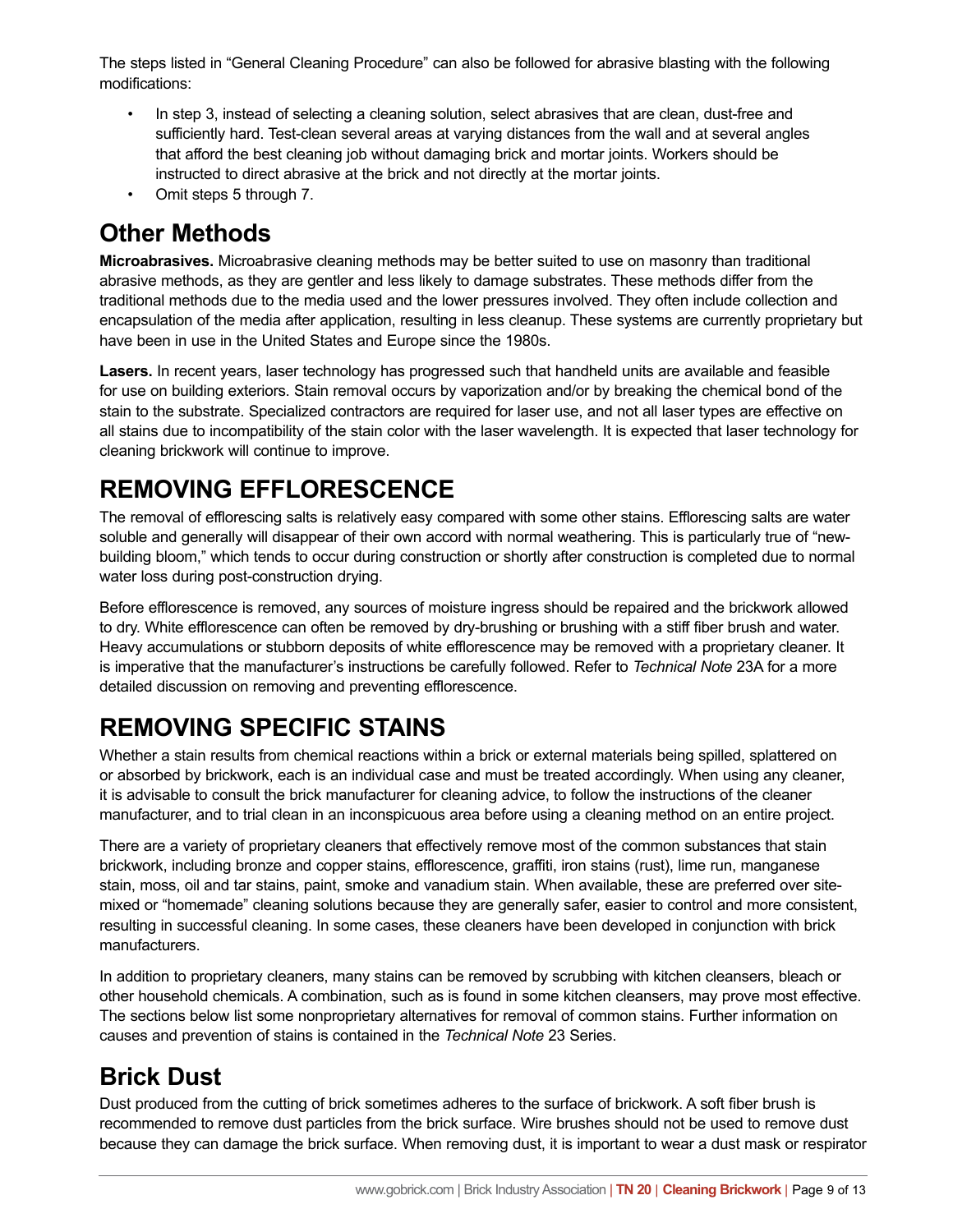The steps listed in “General Cleaning Procedure” can also be followed for abrasive blasting with the following modifications:

- In step 3, instead of selecting a cleaning solution, select abrasives that are clean, dust-free and sufficiently hard. Test-clean several areas at varying distances from the wall and at several angles that afford the best cleaning job without damaging brick and mortar joints. Workers should be instructed to direct abrasive at the brick and not directly at the mortar joints.
- Omit steps 5 through 7.

## Other Methods

**Microabrasives.** Microabrasive cleaning methods may be better suited to use on masonry than traditional abrasive methods, as they are gentler and less likely to damage substrates. These methods differ from the traditional methods due to the media used and the lower pressures involved. They often include collection and encapsulation of the media after application, resulting in less cleanup. These systems are currently proprietary but have been in use in the United States and Europe since the 1980s.

**Lasers.** In recent years, laser technology has progressed such that handheld units are available and feasible for use on building exteriors. Stain removal occurs by vaporization and/or by breaking the chemical bond of the stain to the substrate. Specialized contractors are required for laser use, and not all laser types are effective on all stains due to incompatibility of the stain color with the laser wavelength. It is expected that laser technology for cleaning brickwork will continue to improve.

# REMOVING EFFLORESCENCE

The removal of efflorescing salts is relatively easy compared with some other stains. Efflorescing salts are water soluble and generally will disappear of their own accord with normal weathering. This is particularly true of “new-building bloom,” which tends to occur during construction or shortly after construction is completed due to normal water loss during post-construction drying.

Before efflorescence is removed, any sources of moisture ingress should be repaired and the brickwork allowed to dry. White efflorescence can often be removed by dry-brushing or brushing with a stiff fiber brush and water. Heavy accumulations or stubborn deposits of white efflorescence may be removed with a proprietary cleaner. It is imperative that the manufacturer’s instructions be carefully followed. Refer to *Technical Note* 23A for a more detailed discussion on removing and preventing efflorescence.

# REMOVING SPECIFIC STAINS

Whether a stain results from chemical reactions within a brick or external materials being spilled, splattered on or absorbed by brickwork, each is an individual case and must be treated accordingly. When using any cleaner, it is advisable to consult the brick manufacturer for cleaning advice, to follow the instructions of the cleaner manufacturer, and to trial clean in an inconspicuous area before using a cleaning method on an entire project.

There are a variety of proprietary cleaners that effectively remove most of the common substances that stain brickwork, including bronze and copper stains, efflorescence, graffiti, iron stains (rust), lime run, manganese stain, moss, oil and tar stains, paint, smoke and vanadium stain. When available, these are preferred over site-mixed or “homemade” cleaning solutions because they are generally safer, easier to control and more consistent, resulting in successful cleaning. In some cases, these cleaners have been developed in conjunction with brick manufacturers.

In addition to proprietary cleaners, many stains can be removed by scrubbing with kitchen cleansers, bleach or other household chemicals. A combination, such as is found in some kitchen cleansers, may prove most effective. The sections below list some nonproprietary alternatives for removal of common stains. Further information on causes and prevention of stains is contained in the *Technical Note* 23 Series.

## Brick Dust

Dust produced from the cutting of brick sometimes adheres to the surface of brickwork. A soft fiber brush is recommended to remove dust particles from the brick surface. Wire brushes should not be used to remove dust because they can damage the brick surface. When removing dust, it is important to wear a dust mask or respirator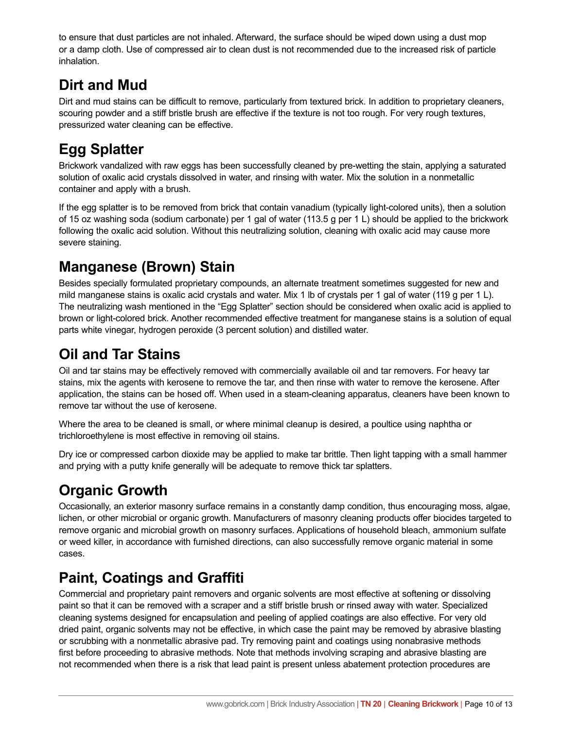to ensure that dust particles are not inhaled. Afterward, the surface should be wiped down using a dust mop or a damp cloth. Use of compressed air to clean dust is not recommended due to the increased risk of particle inhalation.

## Dirt and Mud

Dirt and mud stains can be difficult to remove, particularly from textured brick. In addition to proprietary cleaners, scouring powder and a stiff bristle brush are effective if the texture is not too rough. For very rough textures, pressurized water cleaning can be effective.

## Egg Splatter

Brickwork vandalized with raw eggs has been successfully cleaned by pre-wetting the stain, applying a saturated solution of oxalic acid crystals dissolved in water, and rinsing with water. Mix the solution in a nonmetallic container and apply with a brush.

If the egg splatter is to be removed from brick that contain vanadium (typically light-colored units), then a solution of 15 oz washing soda (sodium carbonate) per 1 gal of water (113.5 g per 1 L) should be applied to the brickwork following the oxalic acid solution. Without this neutralizing solution, cleaning with oxalic acid may cause more severe staining.

## Manganese (Brown) Stain

Besides specially formulated proprietary compounds, an alternate treatment sometimes suggested for new and mild manganese stains is oxalic acid crystals and water. Mix 1 lb of crystals per 1 gal of water (119 g per 1 L). The neutralizing wash mentioned in the "Egg Splatter" section should be considered when oxalic acid is applied to brown or light-colored brick. Another recommended effective treatment for manganese stains is a solution of equal parts white vinegar, hydrogen peroxide (3 percent solution) and distilled water.

## Oil and Tar Stains

Oil and tar stains may be effectively removed with commercially available oil and tar removers. For heavy tar stains, mix the agents with kerosene to remove the tar, and then rinse with water to remove the kerosene. After application, the stains can be hosed off. When used in a steam-cleaning apparatus, cleaners have been known to remove tar without the use of kerosene.

Where the area to be cleaned is small, or where minimal cleanup is desired, a poultice using naphtha or trichloroethylene is most effective in removing oil stains.

Dry ice or compressed carbon dioxide may be applied to make tar brittle. Then light tapping with a small hammer and prying with a putty knife generally will be adequate to remove thick tar splatters.

## Organic Growth

Occasionally, an exterior masonry surface remains in a constantly damp condition, thus encouraging moss, algae, lichen, or other microbial or organic growth. Manufacturers of masonry cleaning products offer biocides targeted to remove organic and microbial growth on masonry surfaces. Applications of household bleach, ammonium sulfate or weed killer, in accordance with furnished directions, can also successfully remove organic material in some cases.

## Paint, Coatings and Graffiti

Commercial and proprietary paint removers and organic solvents are most effective at softening or dissolving paint so that it can be removed with a scraper and a stiff bristle brush or rinsed away with water. Specialized cleaning systems designed for encapsulation and peeling of applied coatings are also effective. For very old dried paint, organic solvents may not be effective, in which case the paint may be removed by abrasive blasting or scrubbing with a nonmetallic abrasive pad. Try removing paint and coatings using nonabrasive methods first before proceeding to abrasive methods. Note that methods involving scraping and abrasive blasting are not recommended when there is a risk that lead paint is present unless abatement protection procedures are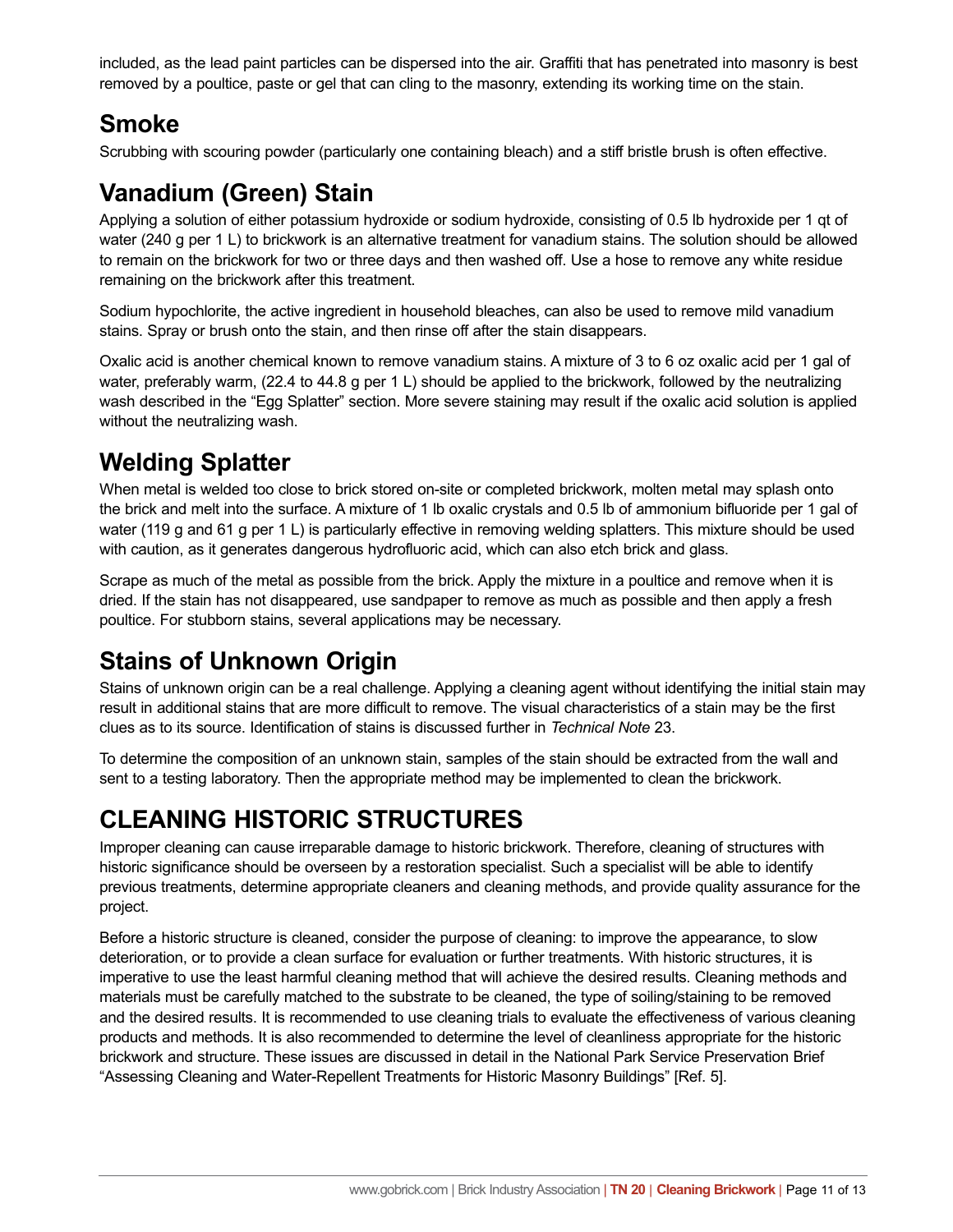included, as the lead paint particles can be dispersed into the air. Graffiti that has penetrated into masonry is best removed by a poultice, paste or gel that can cling to the masonry, extending its working time on the stain.

## Smoke

Scrubbing with scouring powder (particularly one containing bleach) and a stiff bristle brush is often effective.

## Vanadium (Green) Stain

Applying a solution of either potassium hydroxide or sodium hydroxide, consisting of 0.5 lb hydroxide per 1 qt of water (240 g per 1 L) to brickwork is an alternative treatment for vanadium stains. The solution should be allowed to remain on the brickwork for two or three days and then washed off. Use a hose to remove any white residue remaining on the brickwork after this treatment.

Sodium hypochlorite, the active ingredient in household bleaches, can also be used to remove mild vanadium stains. Spray or brush onto the stain, and then rinse off after the stain disappears.

Oxalic acid is another chemical known to remove vanadium stains. A mixture of 3 to 6 oz oxalic acid per 1 gal of water, preferably warm, (22.4 to 44.8 g per 1 L) should be applied to the brickwork, followed by the neutralizing wash described in the "Egg Splatter" section. More severe staining may result if the oxalic acid solution is applied without the neutralizing wash.

## Welding Splatter

When metal is welded too close to brick stored on-site or completed brickwork, molten metal may splash onto the brick and melt into the surface. A mixture of 1 lb oxalic crystals and 0.5 lb of ammonium bifluoride per 1 gal of water (119 g and 61 g per 1 L) is particularly effective in removing welding splatters. This mixture should be used with caution, as it generates dangerous hydrofluoric acid, which can also etch brick and glass.

Scrape as much of the metal as possible from the brick. Apply the mixture in a poultice and remove when it is dried. If the stain has not disappeared, use sandpaper to remove as much as possible and then apply a fresh poultice. For stubborn stains, several applications may be necessary.

## Stains of Unknown Origin

Stains of unknown origin can be a real challenge. Applying a cleaning agent without identifying the initial stain may result in additional stains that are more difficult to remove. The visual characteristics of a stain may be the first clues as to its source. Identification of stains is discussed further in *Technical Note* 23.

To determine the composition of an unknown stain, samples of the stain should be extracted from the wall and sent to a testing laboratory. Then the appropriate method may be implemented to clean the brickwork.

# CLEANING HISTORIC STRUCTURES

Improper cleaning can cause irreparable damage to historic brickwork. Therefore, cleaning of structures with historic significance should be overseen by a restoration specialist. Such a specialist will be able to identify previous treatments, determine appropriate cleaners and cleaning methods, and provide quality assurance for the project.

Before a historic structure is cleaned, consider the purpose of cleaning: to improve the appearance, to slow deterioration, or to provide a clean surface for evaluation or further treatments. With historic structures, it is imperative to use the least harmful cleaning method that will achieve the desired results. Cleaning methods and materials must be carefully matched to the substrate to be cleaned, the type of soiling/staining to be removed and the desired results. It is recommended to use cleaning trials to evaluate the effectiveness of various cleaning products and methods. It is also recommended to determine the level of cleanliness appropriate for the historic brickwork and structure. These issues are discussed in detail in the National Park Service Preservation Brief "Assessing Cleaning and Water-Repellent Treatments for Historic Masonry Buildings" [Ref. 5].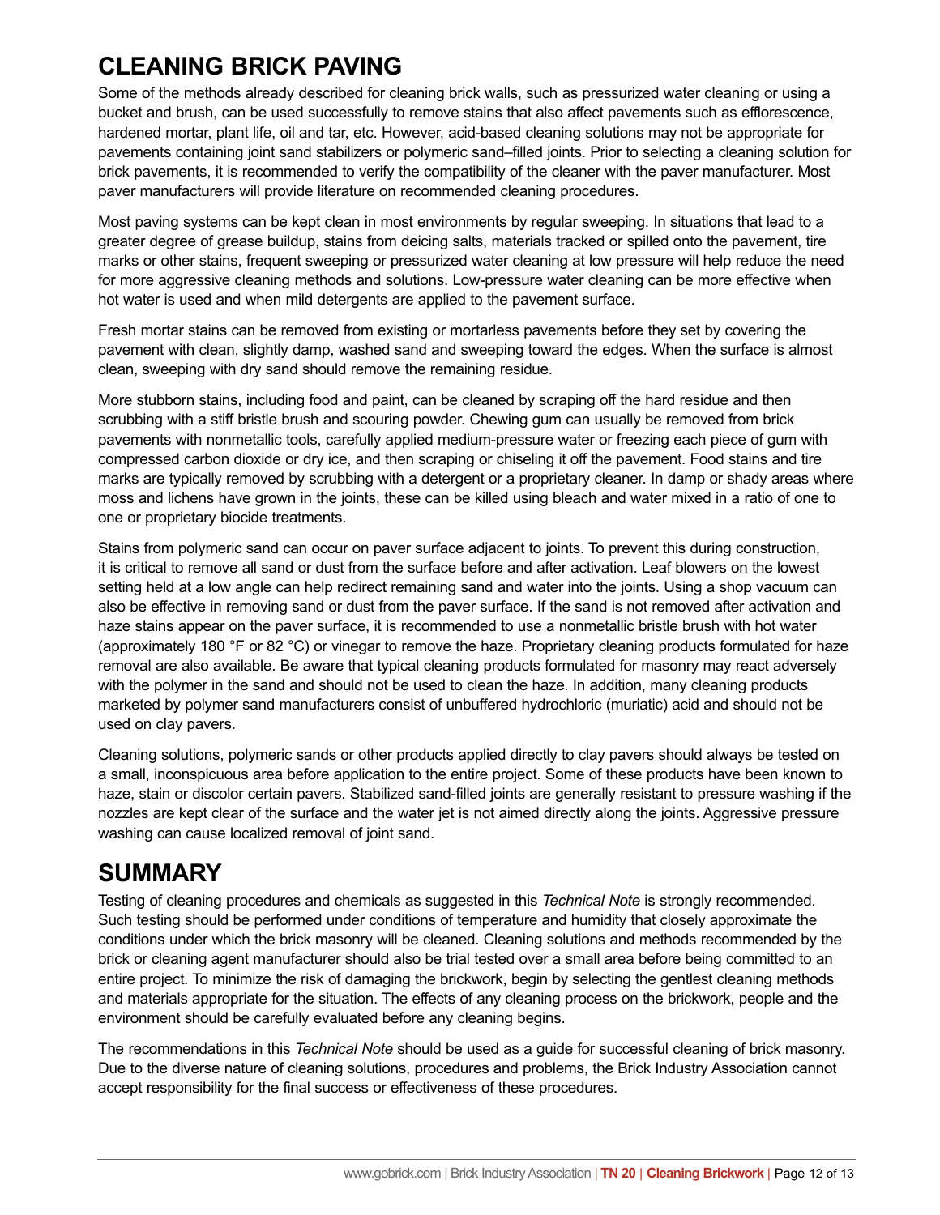## CLEANING BRICK PAVING

Some of the methods already described for cleaning brick walls, such as pressurized water cleaning or using a bucket and brush, can be used successfully to remove stains that also affect pavements such as efflorescence, hardened mortar, plant life, oil and tar, etc. However, acid-based cleaning solutions may not be appropriate for pavements containing joint sand stabilizers or polymeric sand–filled joints. Prior to selecting a cleaning solution for brick pavements, it is recommended to verify the compatibility of the cleaner with the paver manufacturer. Most paver manufacturers will provide literature on recommended cleaning procedures.

Most paving systems can be kept clean in most environments by regular sweeping. In situations that lead to a greater degree of grease buildup, stains from deicing salts, materials tracked or spilled onto the pavement, tire marks or other stains, frequent sweeping or pressurized water cleaning at low pressure will help reduce the need for more aggressive cleaning methods and solutions. Low-pressure water cleaning can be more effective when hot water is used and when mild detergents are applied to the pavement surface.

Fresh mortar stains can be removed from existing or mortarless pavements before they set by covering the pavement with clean, slightly damp, washed sand and sweeping toward the edges. When the surface is almost clean, sweeping with dry sand should remove the remaining residue.

More stubborn stains, including food and paint, can be cleaned by scraping off the hard residue and then scrubbing with a stiff bristle brush and scouring powder. Chewing gum can usually be removed from brick pavements with nonmetallic tools, carefully applied medium-pressure water or freezing each piece of gum with compressed carbon dioxide or dry ice, and then scraping or chiseling it off the pavement. Food stains and tire marks are typically removed by scrubbing with a detergent or a proprietary cleaner. In damp or shady areas where moss and lichens have grown in the joints, these can be killed using bleach and water mixed in a ratio of one to one or proprietary biocide treatments.

Stains from polymeric sand can occur on paver surface adjacent to joints. To prevent this during construction, it is critical to remove all sand or dust from the surface before and after activation. Leaf blowers on the lowest setting held at a low angle can help redirect remaining sand and water into the joints. Using a shop vacuum can also be effective in removing sand or dust from the paver surface. If the sand is not removed after activation and haze stains appear on the paver surface, it is recommended to use a nonmetallic bristle brush with hot water (approximately 180 °F or 82 °C) or vinegar to remove the haze. Proprietary cleaning products formulated for haze removal are also available. Be aware that typical cleaning products formulated for masonry may react adversely with the polymer in the sand and should not be used to clean the haze. In addition, many cleaning products marketed by polymer sand manufacturers consist of unbuffered hydrochloric (muriatic) acid and should not be used on clay pavers.

Cleaning solutions, polymeric sands or other products applied directly to clay pavers should always be tested on a small, inconspicuous area before application to the entire project. Some of these products have been known to haze, stain or discolor certain pavers. Stabilized sand-filled joints are generally resistant to pressure washing if the nozzles are kept clear of the surface and the water jet is not aimed directly along the joints. Aggressive pressure washing can cause localized removal of joint sand.

## SUMMARY

Testing of cleaning procedures and chemicals as suggested in this *Technical Note* is strongly recommended. Such testing should be performed under conditions of temperature and humidity that closely approximate the conditions under which the brick masonry will be cleaned. Cleaning solutions and methods recommended by the brick or cleaning agent manufacturer should also be trial tested over a small area before being committed to an entire project. To minimize the risk of damaging the brickwork, begin by selecting the gentlest cleaning methods and materials appropriate for the situation. The effects of any cleaning process on the brickwork, people and the environment should be carefully evaluated before any cleaning begins.

The recommendations in this *Technical Note* should be used as a guide for successful cleaning of brick masonry. Due to the diverse nature of cleaning solutions, procedures and problems, the Brick Industry Association cannot accept responsibility for the final success or effectiveness of these procedures.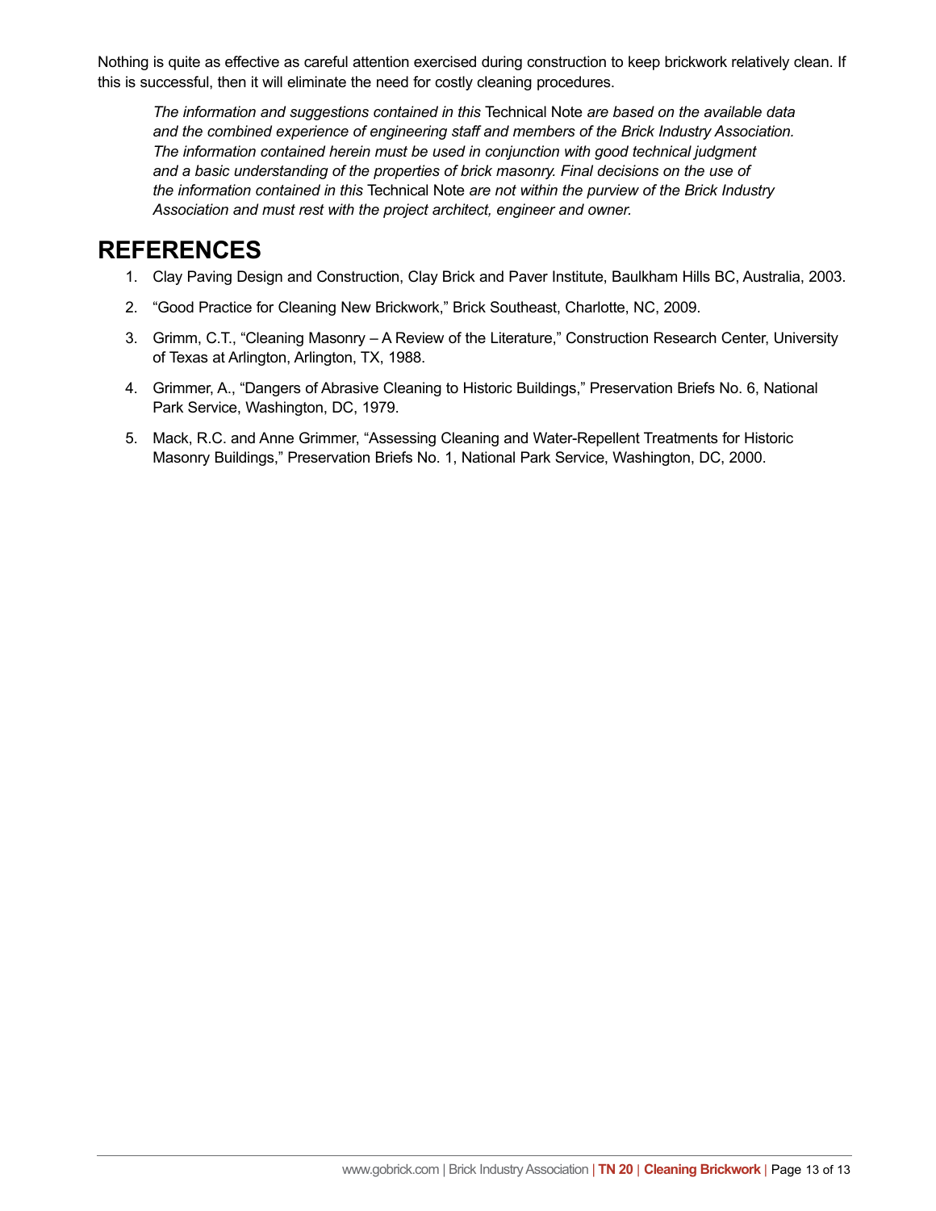Nothing is quite as effective as careful attention exercised during construction to keep brickwork relatively clean. If this is successful, then it will eliminate the need for costly cleaning procedures.

> *The information and suggestions contained in this* Technical Note *are based on the available data and the combined experience of engineering staff and members of the Brick Industry Association. The information contained herein must be used in conjunction with good technical judgment and a basic understanding of the properties of brick masonry. Final decisions on the use of the information contained in this* Technical Note *are not within the purview of the Brick Industry Association and must rest with the project architect, engineer and owner.*

# REFERENCES

1. Clay Paving Design and Construction, Clay Brick and Paver Institute, Baulkham Hills BC, Australia, 2003.
2. "Good Practice for Cleaning New Brickwork," Brick Southeast, Charlotte, NC, 2009.
3. Grimm, C.T., "Cleaning Masonry – A Review of the Literature," Construction Research Center, University of Texas at Arlington, Arlington, TX, 1988.
4. Grimmer, A., "Dangers of Abrasive Cleaning to Historic Buildings," Preservation Briefs No. 6, National Park Service, Washington, DC, 1979.
5. Mack, R.C. and Anne Grimmer, "Assessing Cleaning and Water-Repellent Treatments for Historic Masonry Buildings," Preservation Briefs No. 1, National Park Service, Washington, DC, 2000.